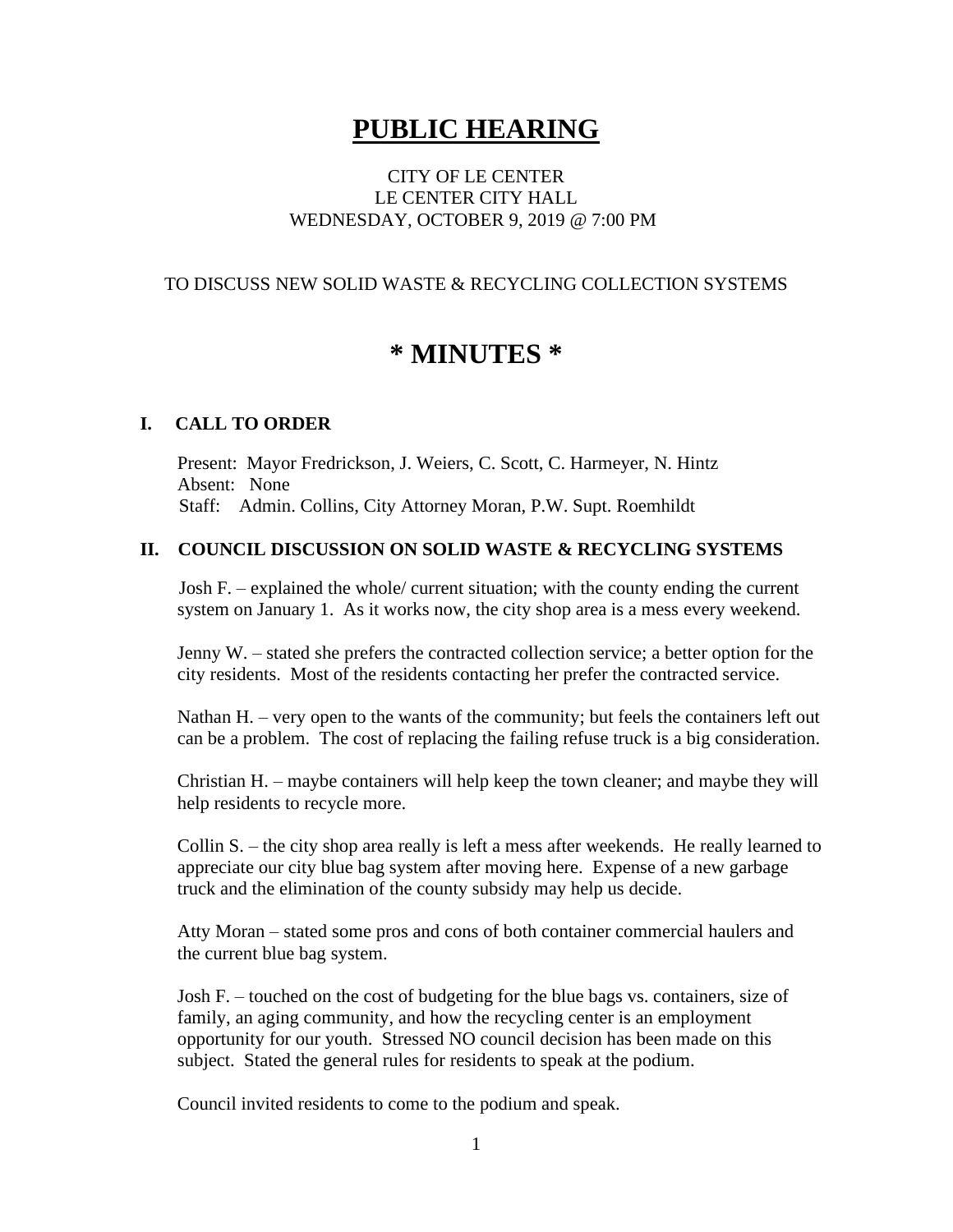# PUBLIC HEARING

CITY OF LE CENTER
LE CENTER CITY HALL
WEDNESDAY, OCTOBER 9, 2019 @ 7:00 PM

TO DISCUSS NEW SOLID WASTE & RECYCLING COLLECTION SYSTEMS

# * MINUTES *

## I. CALL TO ORDER

Present: Mayor Fredrickson, J. Weiers, C. Scott, C. Harmeyer, N. Hintz
Absent: None
Staff: Admin. Collins, City Attorney Moran, P.W. Supt. Roemhildt

## II. COUNCIL DISCUSSION ON SOLID WASTE & RECYCLING SYSTEMS

Josh F. – explained the whole/ current situation; with the county ending the current system on January 1. As it works now, the city shop area is a mess every weekend.

Jenny W. – stated she prefers the contracted collection service; a better option for the city residents. Most of the residents contacting her prefer the contracted service.

Nathan H. – very open to the wants of the community; but feels the containers left out can be a problem. The cost of replacing the failing refuse truck is a big consideration.

Christian H. – maybe containers will help keep the town cleaner; and maybe they will help residents to recycle more.

Collin S. – the city shop area really is left a mess after weekends. He really learned to appreciate our city blue bag system after moving here. Expense of a new garbage truck and the elimination of the county subsidy may help us decide.

Atty Moran – stated some pros and cons of both container commercial haulers and the current blue bag system.

Josh F. – touched on the cost of budgeting for the blue bags vs. containers, size of family, an aging community, and how the recycling center is an employment opportunity for our youth. Stressed NO council decision has been made on this subject. Stated the general rules for residents to speak at the podium.

Council invited residents to come to the podium and speak.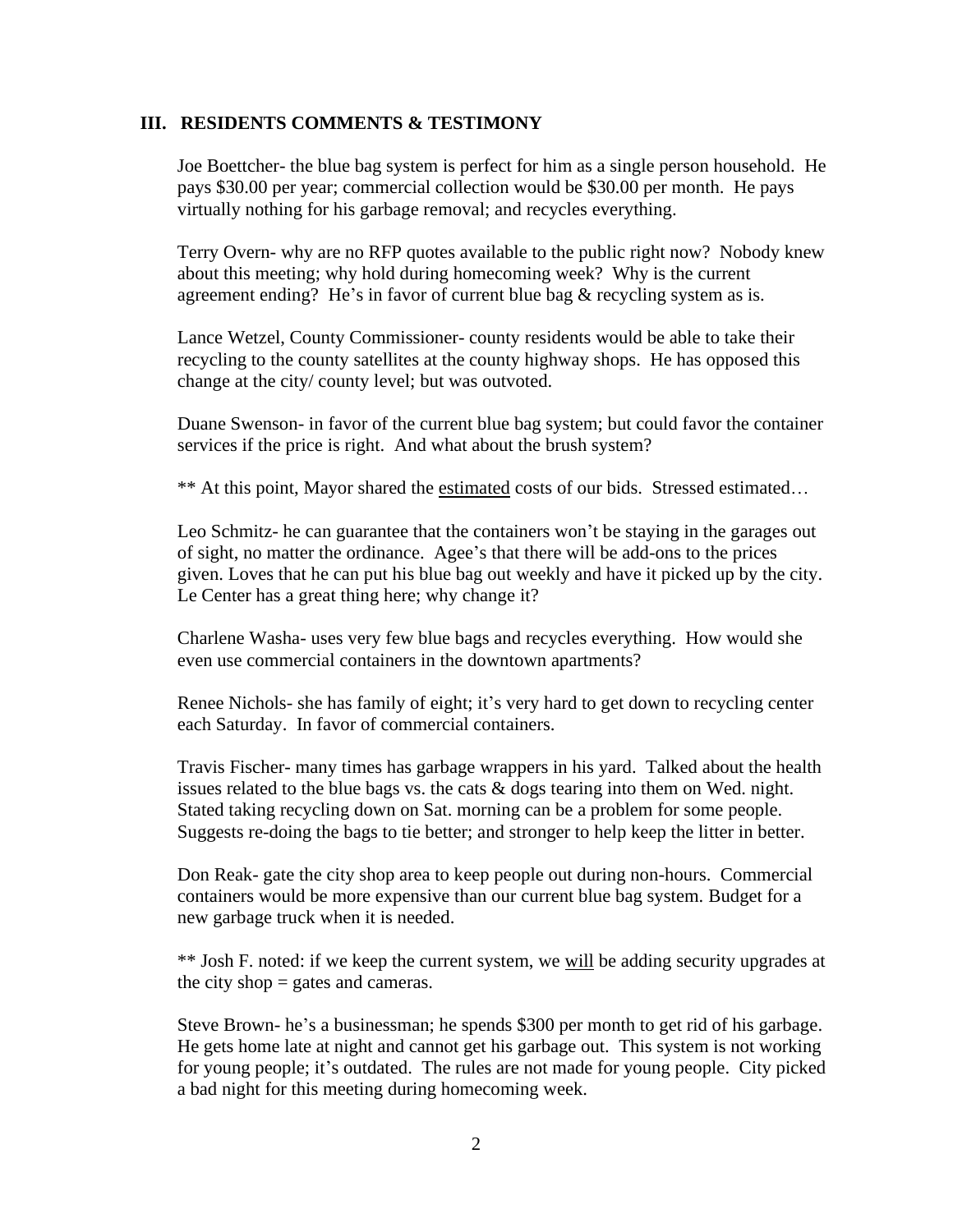## III. RESIDENTS COMMENTS & TESTIMONY

Joe Boettcher- the blue bag system is perfect for him as a single person household. He pays $30.00 per year; commercial collection would be $30.00 per month. He pays virtually nothing for his garbage removal; and recycles everything.

Terry Overn- why are no RFP quotes available to the public right now? Nobody knew about this meeting; why hold during homecoming week? Why is the current agreement ending? He's in favor of current blue bag & recycling system as is.

Lance Wetzel, County Commissioner- county residents would be able to take their recycling to the county satellites at the county highway shops. He has opposed this change at the city/ county level; but was outvoted.

Duane Swenson- in favor of the current blue bag system; but could favor the container services if the price is right. And what about the brush system?

** At this point, Mayor shared the <u>estimated</u> costs of our bids. Stressed estimated…

Leo Schmitz- he can guarantee that the containers won't be staying in the garages out of sight, no matter the ordinance. Agee's that there will be add-ons to the prices given. Loves that he can put his blue bag out weekly and have it picked up by the city. Le Center has a great thing here; why change it?

Charlene Washa- uses very few blue bags and recycles everything. How would she even use commercial containers in the downtown apartments?

Renee Nichols- she has family of eight; it's very hard to get down to recycling center each Saturday. In favor of commercial containers.

Travis Fischer- many times has garbage wrappers in his yard. Talked about the health issues related to the blue bags vs. the cats & dogs tearing into them on Wed. night. Stated taking recycling down on Sat. morning can be a problem for some people. Suggests re-doing the bags to tie better; and stronger to help keep the litter in better.

Don Reak- gate the city shop area to keep people out during non-hours. Commercial containers would be more expensive than our current blue bag system. Budget for a new garbage truck when it is needed.

** Josh F. noted: if we keep the current system, we <u>will</u> be adding security upgrades at the city shop = gates and cameras.

Steve Brown- he's a businessman; he spends $300 per month to get rid of his garbage. He gets home late at night and cannot get his garbage out. This system is not working for young people; it's outdated. The rules are not made for young people. City picked a bad night for this meeting during homecoming week.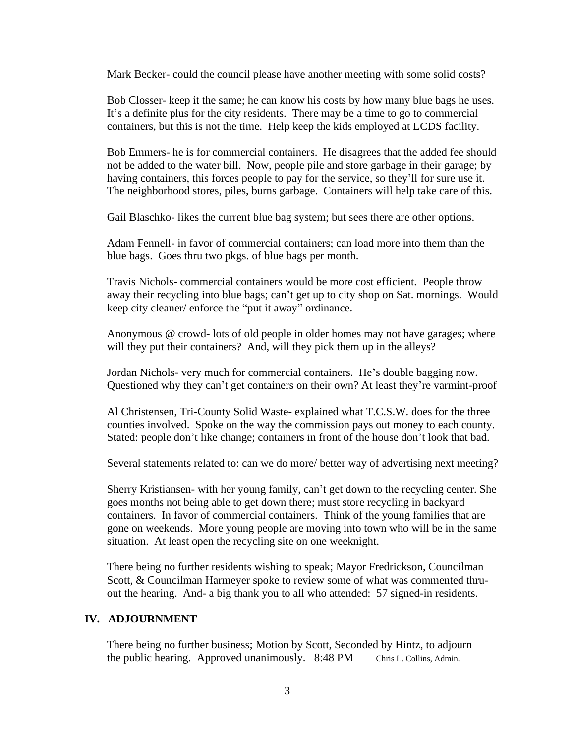Mark Becker- could the council please have another meeting with some solid costs?

Bob Closser- keep it the same; he can know his costs by how many blue bags he uses. It's a definite plus for the city residents. There may be a time to go to commercial containers, but this is not the time. Help keep the kids employed at LCDS facility.

Bob Emmers- he is for commercial containers. He disagrees that the added fee should not be added to the water bill. Now, people pile and store garbage in their garage; by having containers, this forces people to pay for the service, so they'll for sure use it. The neighborhood stores, piles, burns garbage. Containers will help take care of this.

Gail Blaschko- likes the current blue bag system; but sees there are other options.

Adam Fennell- in favor of commercial containers; can load more into them than the blue bags. Goes thru two pkgs. of blue bags per month.

Travis Nichols- commercial containers would be more cost efficient. People throw away their recycling into blue bags; can't get up to city shop on Sat. mornings. Would keep city cleaner/ enforce the "put it away" ordinance.

Anonymous @ crowd- lots of old people in older homes may not have garages; where will they put their containers? And, will they pick them up in the alleys?

Jordan Nichols- very much for commercial containers. He's double bagging now. Questioned why they can't get containers on their own? At least they're varmint-proof

Al Christensen, Tri-County Solid Waste- explained what T.C.S.W. does for the three counties involved. Spoke on the way the commission pays out money to each county. Stated: people don't like change; containers in front of the house don't look that bad.

Several statements related to: can we do more/ better way of advertising next meeting?

Sherry Kristiansen- with her young family, can't get down to the recycling center. She goes months not being able to get down there; must store recycling in backyard containers. In favor of commercial containers. Think of the young families that are gone on weekends. More young people are moving into town who will be in the same situation. At least open the recycling site on one weeknight.

There being no further residents wishing to speak; Mayor Fredrickson, Councilman Scott, & Councilman Harmeyer spoke to review some of what was commented thru-out the hearing. And- a big thank you to all who attended: 57 signed-in residents.

## IV. ADJOURNMENT

There being no further business; Motion by Scott, Seconded by Hintz, to adjourn the public hearing. Approved unanimously. 8:48 PM Chris L. Collins, Admin.